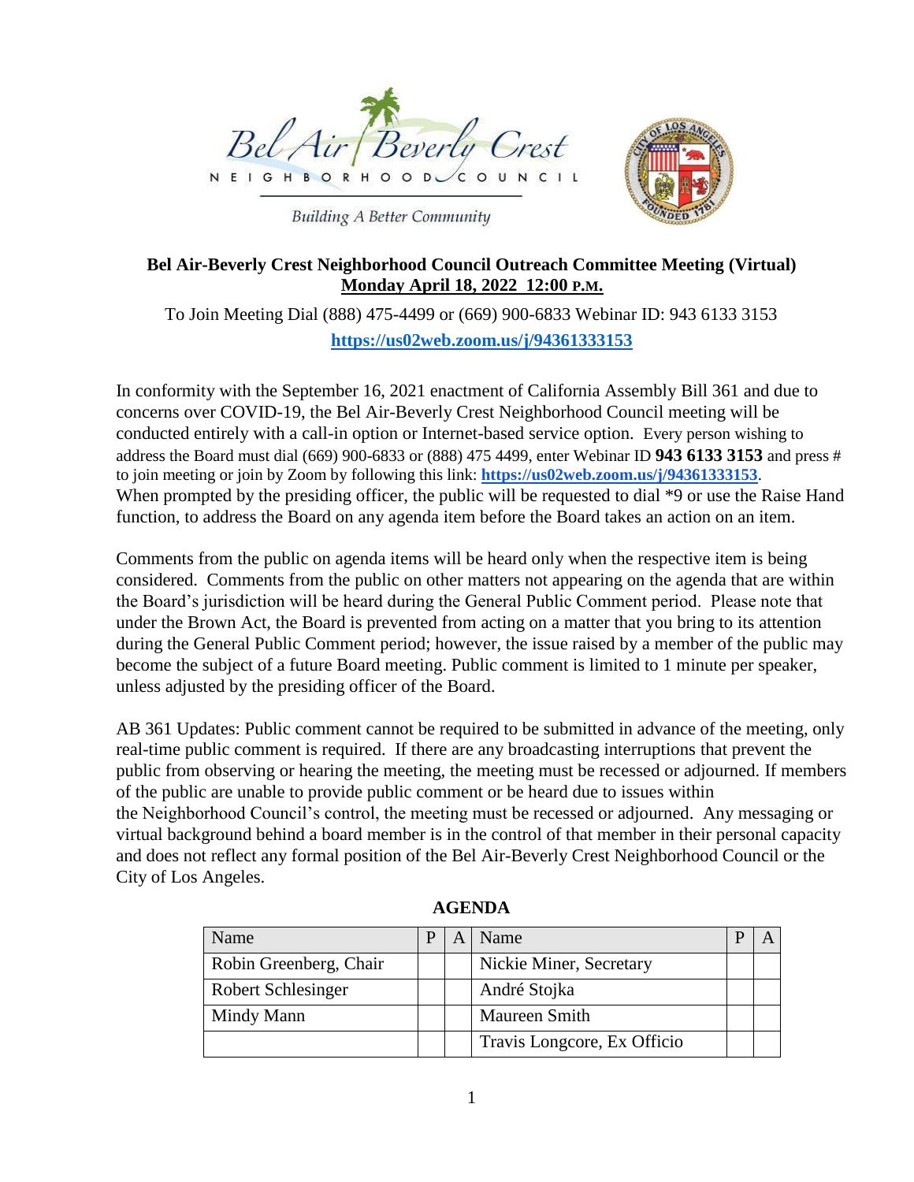Bel Air Beverly Crest

NEIGHBORHOOD COUNCIL

*Building A Better Community*

**Bel Air-Beverly Crest Neighborhood Council Outreach Committee Meeting (Virtual)**
**Monday April 18, 2022 12:00 P.M.**

To Join Meeting Dial (888) 475-4499 or (669) 900-6833 Webinar ID: 943 6133 3153
**https://us02web.zoom.us/j/94361333153**

In conformity with the September 16, 2021 enactment of California Assembly Bill 361 and due to concerns over COVID-19, the Bel Air-Beverly Crest Neighborhood Council meeting will be conducted entirely with a call-in option or Internet-based service option. Every person wishing to address the Board must dial (669) 900-6833 or (888) 475 4499, enter Webinar ID **943 6133 3153** and press # to join meeting or join by Zoom by following this link: **https://us02web.zoom.us/j/94361333153**. When prompted by the presiding officer, the public will be requested to dial *9 or use the Raise Hand function, to address the Board on any agenda item before the Board takes an action on an item.

Comments from the public on agenda items will be heard only when the respective item is being considered. Comments from the public on other matters not appearing on the agenda that are within the Board's jurisdiction will be heard during the General Public Comment period. Please note that under the Brown Act, the Board is prevented from acting on a matter that you bring to its attention during the General Public Comment period; however, the issue raised by a member of the public may become the subject of a future Board meeting. Public comment is limited to 1 minute per speaker, unless adjusted by the presiding officer of the Board.

AB 361 Updates: Public comment cannot be required to be submitted in advance of the meeting, only real-time public comment is required. If there are any broadcasting interruptions that prevent the public from observing or hearing the meeting, the meeting must be recessed or adjourned. If members of the public are unable to provide public comment or be heard due to issues within the Neighborhood Council's control, the meeting must be recessed or adjourned. Any messaging or virtual background behind a board member is in the control of that member in their personal capacity and does not reflect any formal position of the Bel Air-Beverly Crest Neighborhood Council or the City of Los Angeles.

**AGENDA**

| Name | P | A | Name | P | A |
|---|---|---|---|---|---|
| Robin Greenberg, Chair | | | Nickie Miner, Secretary | | |
| Robert Schlesinger | | | André Stojka | | |
| Mindy Mann | | | Maureen Smith | | |
| | | | Travis Longcore, Ex Officio | | |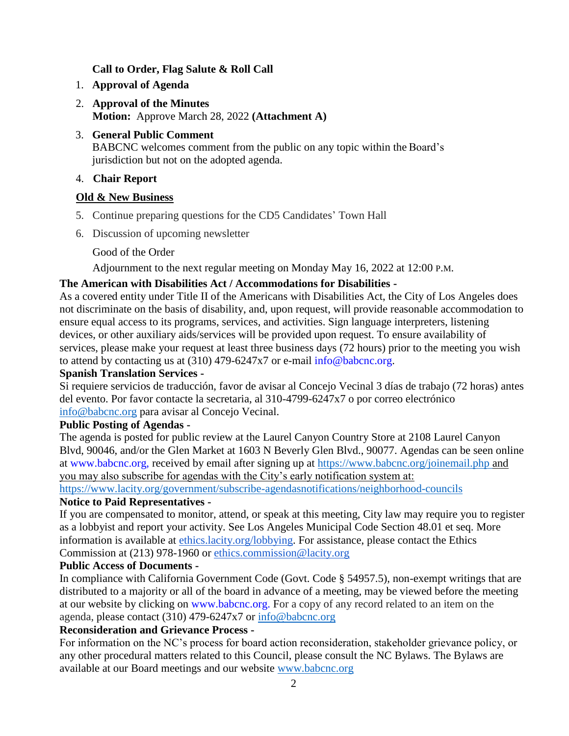**Call to Order, Flag Salute & Roll Call**

1. **Approval of Agenda**
2. **Approval of the Minutes**
   **Motion:** Approve March 28, 2022 **(Attachment A)**
3. **General Public Comment**
   BABCNC welcomes comment from the public on any topic within the Board's jurisdiction but not on the adopted agenda.
4. **Chair Report**

**Old & New Business**

5. Continue preparing questions for the CD5 Candidates' Town Hall
6. Discussion of upcoming newsletter

Good of the Order

Adjournment to the next regular meeting on Monday May 16, 2022 at 12:00 P.M.

**The American with Disabilities Act / Accommodations for Disabilities -**
As a covered entity under Title II of the Americans with Disabilities Act, the City of Los Angeles does not discriminate on the basis of disability, and, upon request, will provide reasonable accommodation to ensure equal access to its programs, services, and activities. Sign language interpreters, listening devices, or other auxiliary aids/services will be provided upon request. To ensure availability of services, please make your request at least three business days (72 hours) prior to the meeting you wish to attend by contacting us at (310) 479-6247x7 or e-mail info@babcnc.org.

**Spanish Translation Services -**
Si requiere servicios de traducción, favor de avisar al Concejo Vecinal 3 días de trabajo (72 horas) antes del evento. Por favor contacte la secretaria, al 310-4799-6247x7 o por correo electrónico info@babcnc.org para avisar al Concejo Vecinal.

**Public Posting of Agendas -**
The agenda is posted for public review at the Laurel Canyon Country Store at 2108 Laurel Canyon Blvd, 90046, and/or the Glen Market at 1603 N Beverly Glen Blvd., 90077. Agendas can be seen online at www.babcnc.org, received by email after signing up at https://www.babcnc.org/joinemail.php and you may also subscribe for agendas with the City's early notification system at: https://www.lacity.org/government/subscribe-agendasnotifications/neighborhood-councils

**Notice to Paid Representatives -**
If you are compensated to monitor, attend, or speak at this meeting, City law may require you to register as a lobbyist and report your activity. See Los Angeles Municipal Code Section 48.01 et seq. More information is available at ethics.lacity.org/lobbying. For assistance, please contact the Ethics Commission at (213) 978-1960 or ethics.commission@lacity.org

**Public Access of Documents -**
In compliance with California Government Code (Govt. Code § 54957.5), non-exempt writings that are distributed to a majority or all of the board in advance of a meeting, may be viewed before the meeting at our website by clicking on www.babcnc.org. For a copy of any record related to an item on the agenda, please contact (310) 479-6247x7 or info@babcnc.org

**Reconsideration and Grievance Process -**
For information on the NC's process for board action reconsideration, stakeholder grievance policy, or any other procedural matters related to this Council, please consult the NC Bylaws. The Bylaws are available at our Board meetings and our website www.babcnc.org